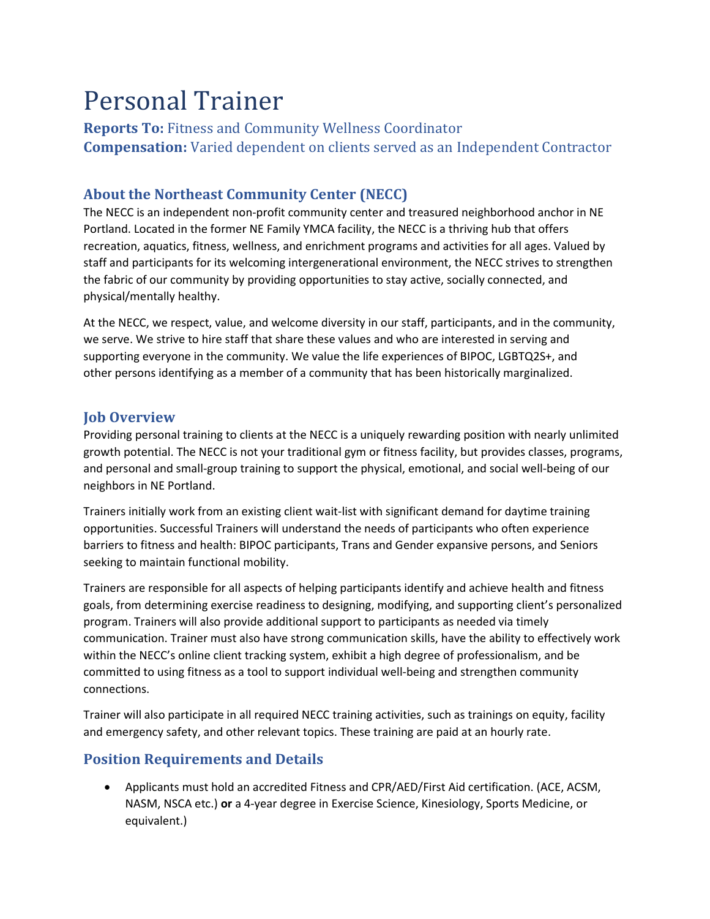# Personal Trainer

**Reports To:** Fitness and Community Wellness Coordinator
**Compensation:** Varied dependent on clients served as an Independent Contractor

## About the Northeast Community Center (NECC)

The NECC is an independent non-profit community center and treasured neighborhood anchor in NE Portland. Located in the former NE Family YMCA facility, the NECC is a thriving hub that offers recreation, aquatics, fitness, wellness, and enrichment programs and activities for all ages. Valued by staff and participants for its welcoming intergenerational environment, the NECC strives to strengthen the fabric of our community by providing opportunities to stay active, socially connected, and physical/mentally healthy.

At the NECC, we respect, value, and welcome diversity in our staff, participants, and in the community, we serve. We strive to hire staff that share these values and who are interested in serving and supporting everyone in the community. We value the life experiences of BIPOC, LGBTQ2S+, and other persons identifying as a member of a community that has been historically marginalized.

## Job Overview

Providing personal training to clients at the NECC is a uniquely rewarding position with nearly unlimited growth potential. The NECC is not your traditional gym or fitness facility, but provides classes, programs, and personal and small-group training to support the physical, emotional, and social well-being of our neighbors in NE Portland.

Trainers initially work from an existing client wait-list with significant demand for daytime training opportunities. Successful Trainers will understand the needs of participants who often experience barriers to fitness and health: BIPOC participants, Trans and Gender expansive persons, and Seniors seeking to maintain functional mobility.

Trainers are responsible for all aspects of helping participants identify and achieve health and fitness goals, from determining exercise readiness to designing, modifying, and supporting client's personalized program. Trainers will also provide additional support to participants as needed via timely communication. Trainer must also have strong communication skills, have the ability to effectively work within the NECC's online client tracking system, exhibit a high degree of professionalism, and be committed to using fitness as a tool to support individual well-being and strengthen community connections.

Trainer will also participate in all required NECC training activities, such as trainings on equity, facility and emergency safety, and other relevant topics. These training are paid at an hourly rate.

## Position Requirements and Details

- Applicants must hold an accredited Fitness and CPR/AED/First Aid certification. (ACE, ACSM, NASM, NSCA etc.) **or** a 4-year degree in Exercise Science, Kinesiology, Sports Medicine, or equivalent.)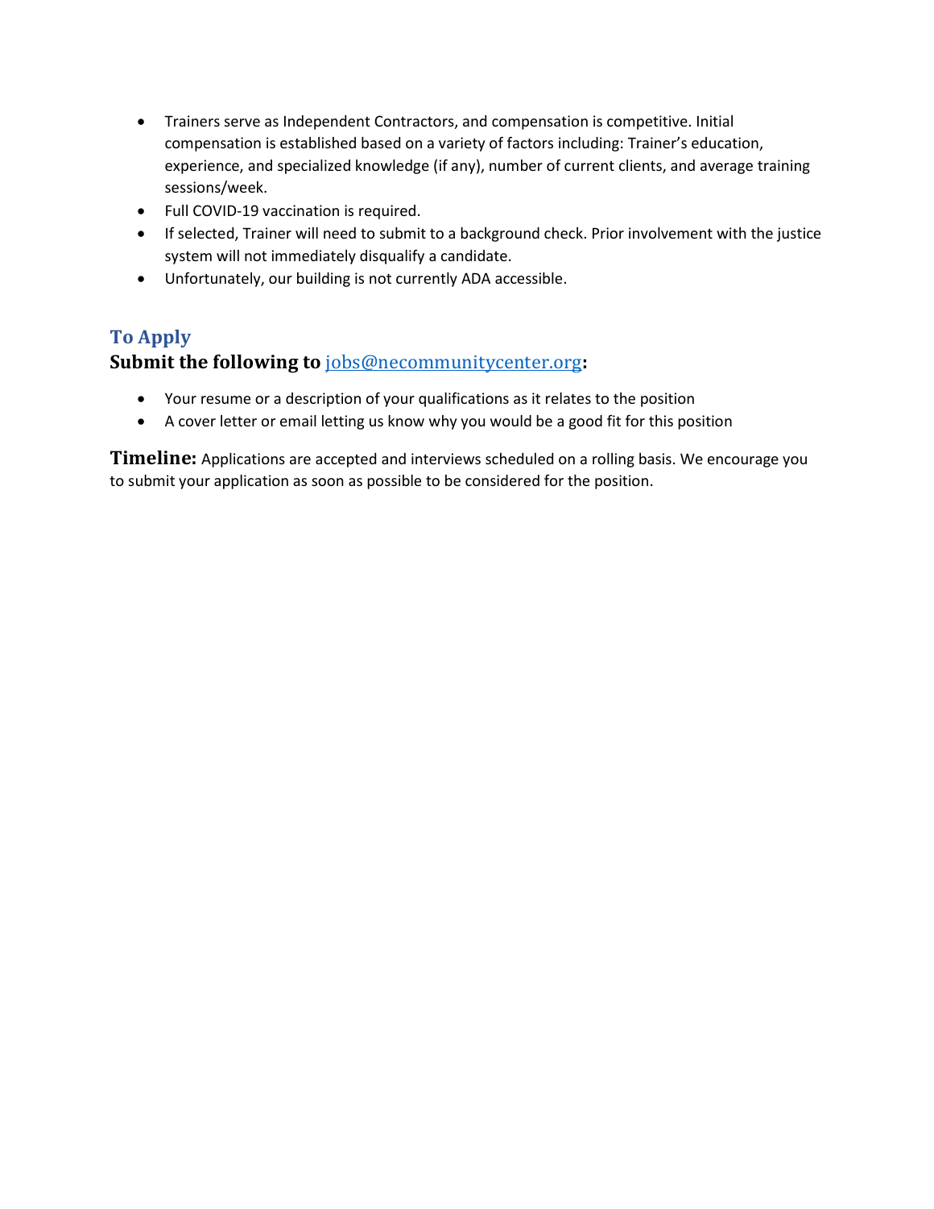- Trainers serve as Independent Contractors, and compensation is competitive. Initial compensation is established based on a variety of factors including: Trainer's education, experience, and specialized knowledge (if any), number of current clients, and average training sessions/week.
- Full COVID-19 vaccination is required.
- If selected, Trainer will need to submit to a background check. Prior involvement with the justice system will not immediately disqualify a candidate.
- Unfortunately, our building is not currently ADA accessible.

## To Apply

**Submit the following to [jobs@necommunitycenter.org](mailto:jobs@necommunitycenter.org):**

- Your resume or a description of your qualifications as it relates to the position
- A cover letter or email letting us know why you would be a good fit for this position

**Timeline:** Applications are accepted and interviews scheduled on a rolling basis. We encourage you to submit your application as soon as possible to be considered for the position.